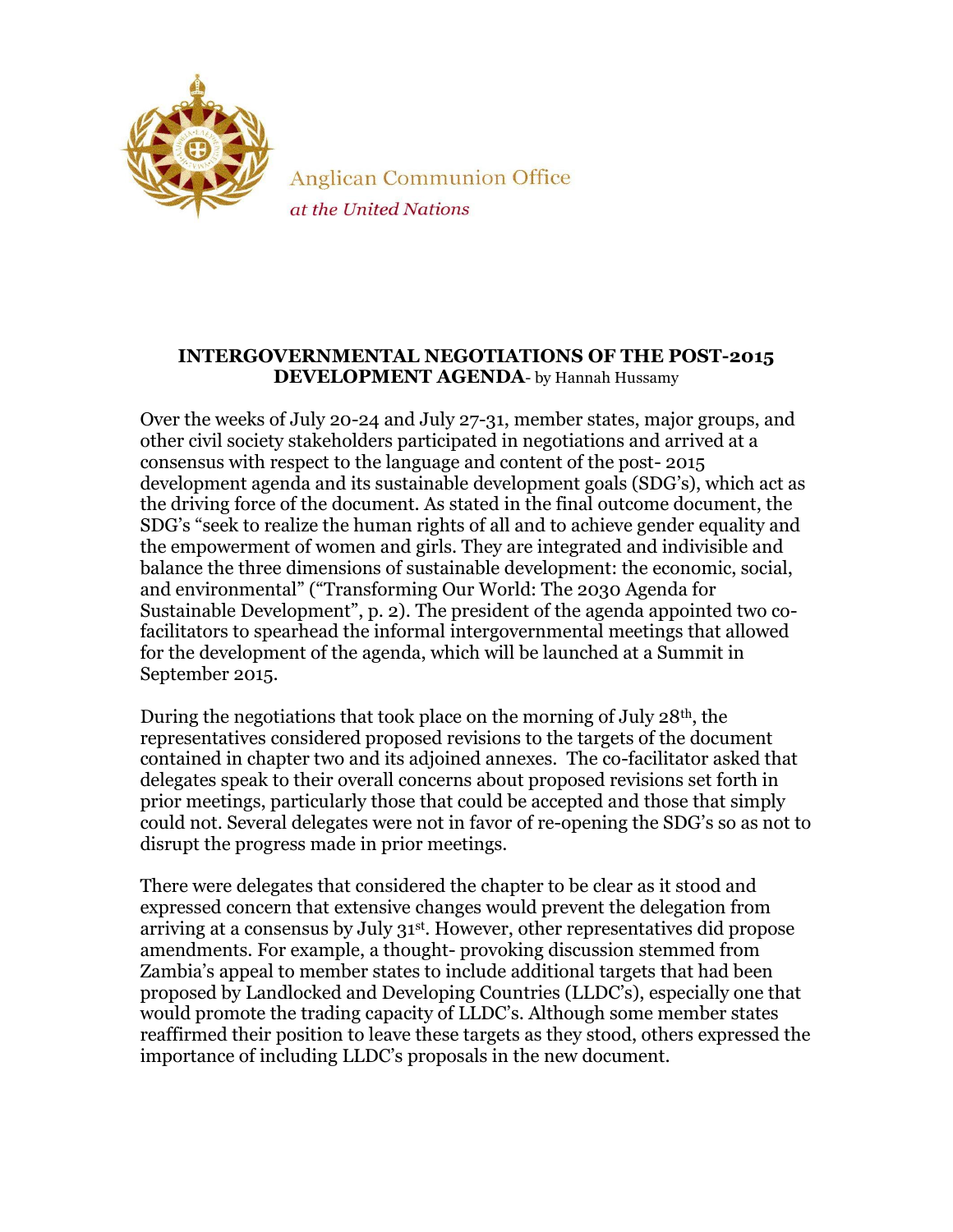Anglican Communion Office

*at the United Nations*

**INTERGOVERNMENTAL NEGOTIATIONS OF THE POST-2015 DEVELOPMENT AGENDA**- by Hannah Hussamy

Over the weeks of July 20-24 and July 27-31, member states, major groups, and other civil society stakeholders participated in negotiations and arrived at a consensus with respect to the language and content of the post- 2015 development agenda and its sustainable development goals (SDG's), which act as the driving force of the document. As stated in the final outcome document, the SDG's "seek to realize the human rights of all and to achieve gender equality and the empowerment of women and girls. They are integrated and indivisible and balance the three dimensions of sustainable development: the economic, social, and environmental" ("Transforming Our World: The 2030 Agenda for Sustainable Development", p. 2). The president of the agenda appointed two co-facilitators to spearhead the informal intergovernmental meetings that allowed for the development of the agenda, which will be launched at a Summit in September 2015.

During the negotiations that took place on the morning of July 28th, the representatives considered proposed revisions to the targets of the document contained in chapter two and its adjoined annexes. The co-facilitator asked that delegates speak to their overall concerns about proposed revisions set forth in prior meetings, particularly those that could be accepted and those that simply could not. Several delegates were not in favor of re-opening the SDG's so as not to disrupt the progress made in prior meetings.

There were delegates that considered the chapter to be clear as it stood and expressed concern that extensive changes would prevent the delegation from arriving at a consensus by July 31st. However, other representatives did propose amendments. For example, a thought- provoking discussion stemmed from Zambia's appeal to member states to include additional targets that had been proposed by Landlocked and Developing Countries (LLDC's), especially one that would promote the trading capacity of LLDC's. Although some member states reaffirmed their position to leave these targets as they stood, others expressed the importance of including LLDC's proposals in the new document.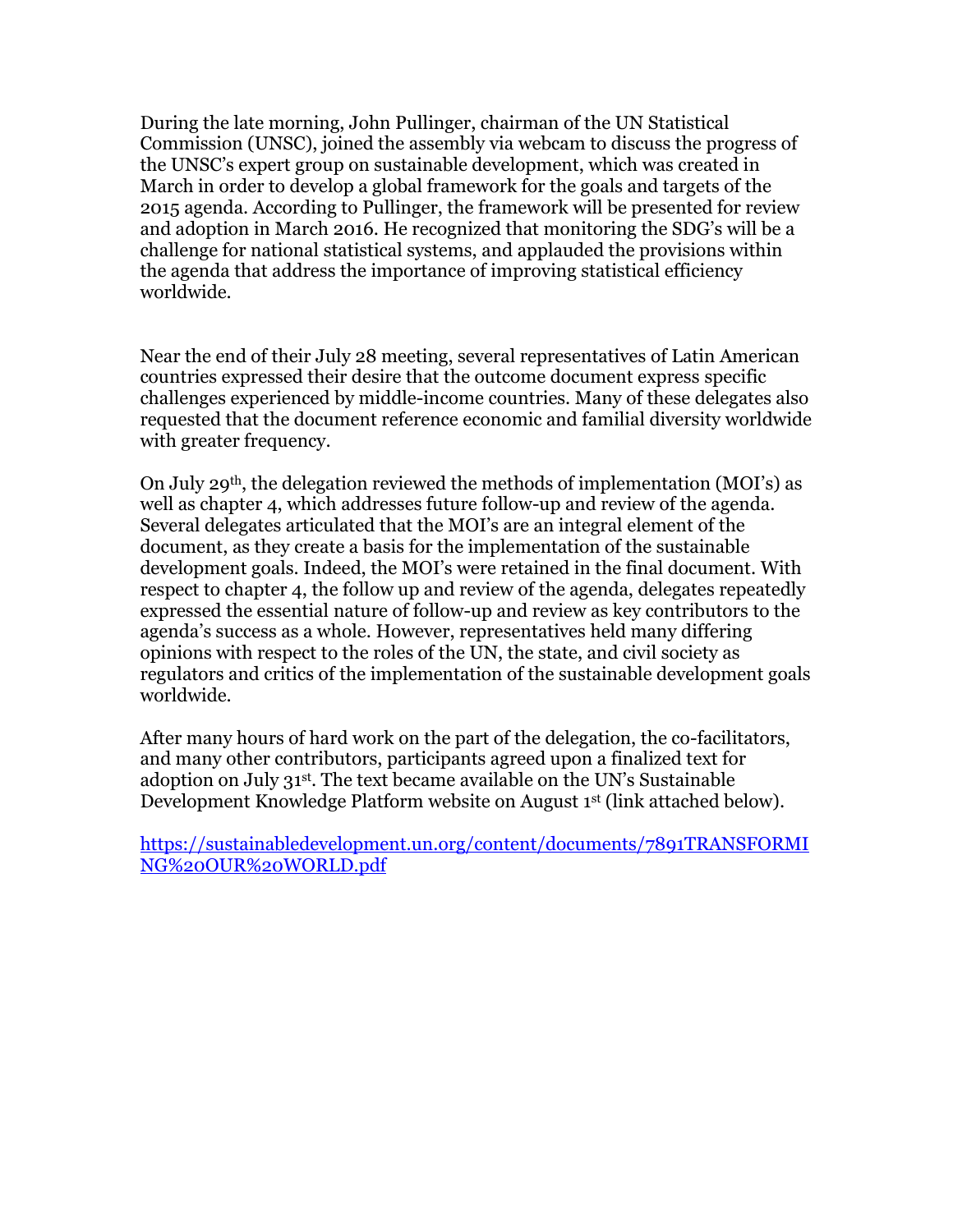During the late morning, John Pullinger, chairman of the UN Statistical Commission (UNSC), joined the assembly via webcam to discuss the progress of the UNSC's expert group on sustainable development, which was created in March in order to develop a global framework for the goals and targets of the 2015 agenda. According to Pullinger, the framework will be presented for review and adoption in March 2016. He recognized that monitoring the SDG's will be a challenge for national statistical systems, and applauded the provisions within the agenda that address the importance of improving statistical efficiency worldwide.

Near the end of their July 28 meeting, several representatives of Latin American countries expressed their desire that the outcome document express specific challenges experienced by middle-income countries. Many of these delegates also requested that the document reference economic and familial diversity worldwide with greater frequency.

On July 29th, the delegation reviewed the methods of implementation (MOI's) as well as chapter 4, which addresses future follow-up and review of the agenda. Several delegates articulated that the MOI's are an integral element of the document, as they create a basis for the implementation of the sustainable development goals. Indeed, the MOI's were retained in the final document. With respect to chapter 4, the follow up and review of the agenda, delegates repeatedly expressed the essential nature of follow-up and review as key contributors to the agenda's success as a whole. However, representatives held many differing opinions with respect to the roles of the UN, the state, and civil society as regulators and critics of the implementation of the sustainable development goals worldwide.

After many hours of hard work on the part of the delegation, the co-facilitators, and many other contributors, participants agreed upon a finalized text for adoption on July 31st. The text became available on the UN's Sustainable Development Knowledge Platform website on August 1st (link attached below).

https://sustainabledevelopment.un.org/content/documents/7891TRANSFORMING%20OUR%20WORLD.pdf